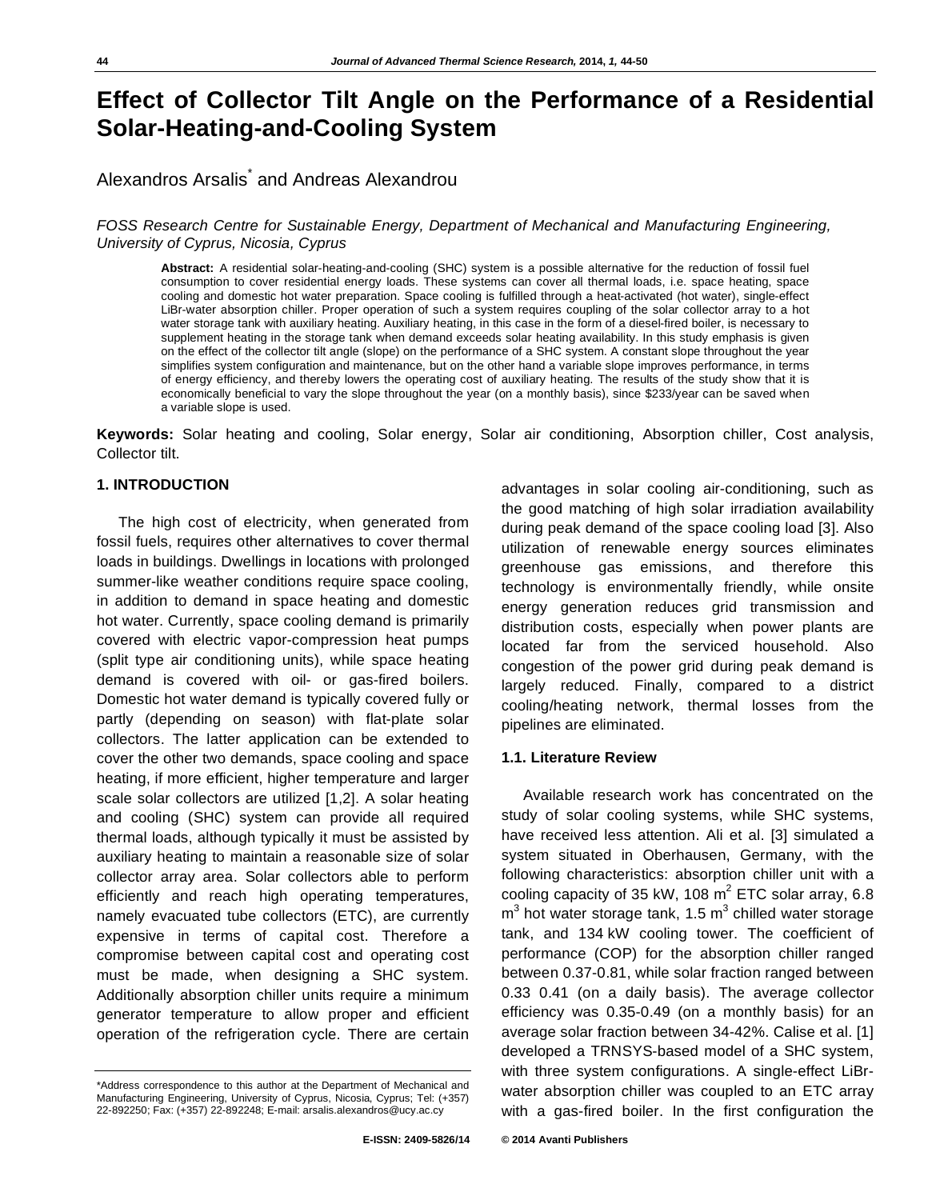# Effect of Collector Tilt Angle on the Performance of a Residential Solar-Heating-and-Cooling System

Alexandros Arsalis* and Andreas Alexandrou

*FOSS Research Centre for Sustainable Energy, Department of Mechanical and Manufacturing Engineering, University of Cyprus, Nicosia, Cyprus*

**Abstract:** A residential solar-heating-and-cooling (SHC) system is a possible alternative for the reduction of fossil fuel consumption to cover residential energy loads. These systems can cover all thermal loads, i.e. space heating, space cooling and domestic hot water preparation. Space cooling is fulfilled through a heat-activated (hot water), single-effect LiBr-water absorption chiller. Proper operation of such a system requires coupling of the solar collector array to a hot water storage tank with auxiliary heating. Auxiliary heating, in this case in the form of a diesel-fired boiler, is necessary to supplement heating in the storage tank when demand exceeds solar heating availability. In this study emphasis is given on the effect of the collector tilt angle (slope) on the performance of a SHC system. A constant slope throughout the year simplifies system configuration and maintenance, but on the other hand a variable slope improves performance, in terms of energy efficiency, and thereby lowers the operating cost of auxiliary heating. The results of the study show that it is economically beneficial to vary the slope throughout the year (on a monthly basis), since $233/year can be saved when a variable slope is used.

**Keywords:** Solar heating and cooling, Solar energy, Solar air conditioning, Absorption chiller, Cost analysis, Collector tilt.

## 1. INTRODUCTION

The high cost of electricity, when generated from fossil fuels, requires other alternatives to cover thermal loads in buildings. Dwellings in locations with prolonged summer-like weather conditions require space cooling, in addition to demand in space heating and domestic hot water. Currently, space cooling demand is primarily covered with electric vapor-compression heat pumps (split type air conditioning units), while space heating demand is covered with oil- or gas-fired boilers. Domestic hot water demand is typically covered fully or partly (depending on season) with flat-plate solar collectors. The latter application can be extended to cover the other two demands, space cooling and space heating, if more efficient, higher temperature and larger scale solar collectors are utilized [1,2]. A solar heating and cooling (SHC) system can provide all required thermal loads, although typically it must be assisted by auxiliary heating to maintain a reasonable size of solar collector array area. Solar collectors able to perform efficiently and reach high operating temperatures, namely evacuated tube collectors (ETC), are currently expensive in terms of capital cost. Therefore a compromise between capital cost and operating cost must be made, when designing a SHC system. Additionally absorption chiller units require a minimum generator temperature to allow proper and efficient operation of the refrigeration cycle. There are certain advantages in solar cooling air-conditioning, such as the good matching of high solar irradiation availability during peak demand of the space cooling load [3]. Also utilization of renewable energy sources eliminates greenhouse gas emissions, and therefore this technology is environmentally friendly, while onsite energy generation reduces grid transmission and distribution costs, especially when power plants are located far from the serviced household. Also congestion of the power grid during peak demand is largely reduced. Finally, compared to a district cooling/heating network, thermal losses from the pipelines are eliminated.

### 1.1. Literature Review

Available research work has concentrated on the study of solar cooling systems, while SHC systems, have received less attention. Ali et al. [3] simulated a system situated in Oberhausen, Germany, with the following characteristics: absorption chiller unit with a cooling capacity of 35 kW, 108 $m^2$ ETC solar array, 6.8 $m^3$ hot water storage tank, 1.5 $m^3$ chilled water storage tank, and 134 kW cooling tower. The coefficient of performance (COP) for the absorption chiller ranged between 0.37-0.81, while solar fraction ranged between 0.33 0.41 (on a daily basis). The average collector efficiency was 0.35-0.49 (on a monthly basis) for an average solar fraction between 34-42%. Calise et al. [1] developed a TRNSYS-based model of a SHC system, with three system configurations. A single-effect LiBr-water absorption chiller was coupled to an ETC array with a gas-fired boiler. In the first configuration the

*Address correspondence to this author at the Department of Mechanical and Manufacturing Engineering, University of Cyprus, Nicosia, Cyprus; Tel: (+357) 22-892250; Fax: (+357) 22-892248; E-mail: arsalis.alexandros@ucy.ac.cy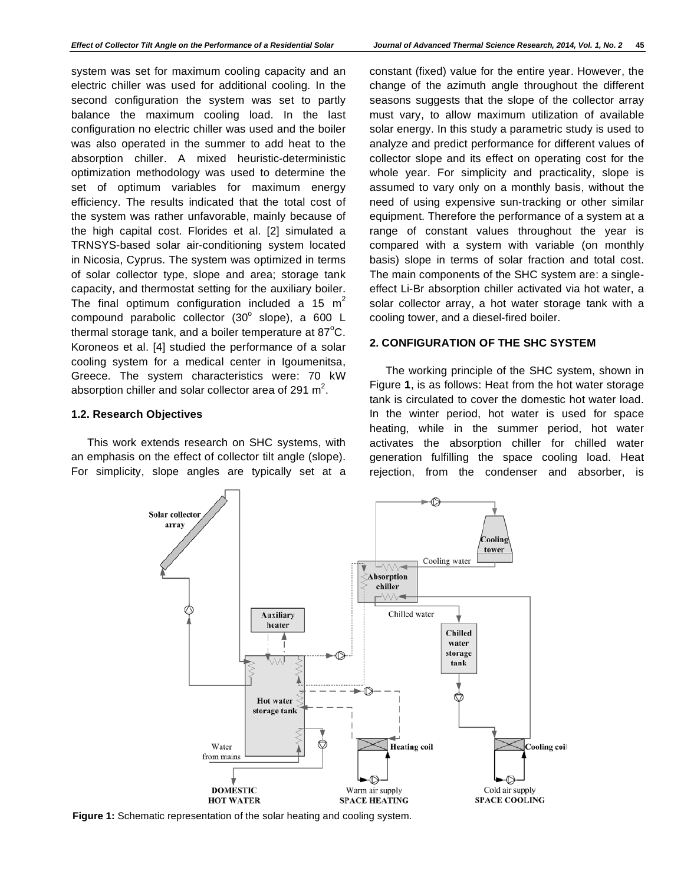system was set for maximum cooling capacity and an electric chiller was used for additional cooling. In the second configuration the system was set to partly balance the maximum cooling load. In the last configuration no electric chiller was used and the boiler was also operated in the summer to add heat to the absorption chiller. A mixed heuristic-deterministic optimization methodology was used to determine the set of optimum variables for maximum energy efficiency. The results indicated that the total cost of the system was rather unfavorable, mainly because of the high capital cost. Florides et al. [2] simulated a TRNSYS-based solar air-conditioning system located in Nicosia, Cyprus. The system was optimized in terms of solar collector type, slope and area; storage tank capacity, and thermostat setting for the auxiliary boiler. The final optimum configuration included a 15 $m^2$ compound parabolic collector ($30^o$ slope), a 600 L thermal storage tank, and a boiler temperature at $87^oC$. Koroneos et al. [4] studied the performance of a solar cooling system for a medical center in Igoumenitsa, Greece. The system characteristics were: 70 kW absorption chiller and solar collector area of 291 $m^2$.

### 1.2. Research Objectives

This work extends research on SHC systems, with an emphasis on the effect of collector tilt angle (slope). For simplicity, slope angles are typically set at a constant (fixed) value for the entire year. However, the change of the azimuth angle throughout the different seasons suggests that the slope of the collector array must vary, to allow maximum utilization of available solar energy. In this study a parametric study is used to analyze and predict performance for different values of collector slope and its effect on operating cost for the whole year. For simplicity and practicality, slope is assumed to vary only on a monthly basis, without the need of using expensive sun-tracking or other similar equipment. Therefore the performance of a system at a range of constant values throughout the year is compared with a system with variable (on monthly basis) slope in terms of solar fraction and total cost. The main components of the SHC system are: a single-effect Li-Br absorption chiller activated via hot water, a solar collector array, a hot water storage tank with a cooling tower, and a diesel-fired boiler.

## 2. CONFIGURATION OF THE SHC SYSTEM

The working principle of the SHC system, shown in Figure **1**, is as follows: Heat from the hot water storage tank is circulated to cover the domestic hot water load. In the winter period, hot water is used for space heating, while in the summer period, hot water activates the absorption chiller for chilled water generation fulfilling the space cooling load. Heat rejection, from the condenser and absorber, is

**Figure 1:** Schematic representation of the solar heating and cooling system.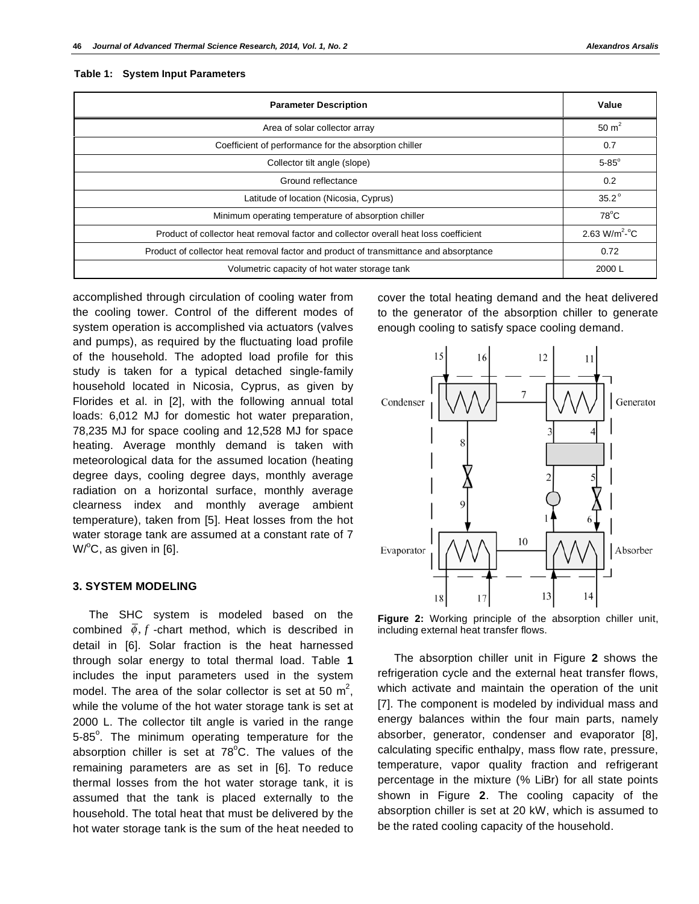**Table 1: System Input Parameters**

| Parameter Description | Value |
|---|---|
| Area of solar collector array | 50 m$^2$ |
| Coefficient of performance for the absorption chiller | 0.7 |
| Collector tilt angle (slope) | 5-85$^o$ |
| Ground reflectance | 0.2 |
| Latitude of location (Nicosia, Cyprus) | 35.2$^o$ |
| Minimum operating temperature of absorption chiller | 78$^o$C |
| Product of collector heat removal factor and collector overall heat loss coefficient | 2.63 W/m$^2$-$^o$C |
| Product of collector heat removal factor and product of transmittance and absorptance | 0.72 |
| Volumetric capacity of hot water storage tank | 2000 L |

accomplished through circulation of cooling water from the cooling tower. Control of the different modes of system operation is accomplished via actuators (valves and pumps), as required by the fluctuating load profile of the household. The adopted load profile for this study is taken for a typical detached single-family household located in Nicosia, Cyprus, as given by Florides et al. in [2], with the following annual total loads: 6,012 MJ for domestic hot water preparation, 78,235 MJ for space cooling and 12,528 MJ for space heating. Average monthly demand is taken with meteorological data for the assumed location (heating degree days, cooling degree days, monthly average radiation on a horizontal surface, monthly average clearness index and monthly average ambient temperature), taken from [5]. Heat losses from the hot water storage tank are assumed at a constant rate of 7 W/$^o$C, as given in [6].

## 3. SYSTEM MODELING

The SHC system is modeled based on the combined $\bar{\phi}, f$ -chart method, which is described in detail in [6]. Solar fraction is the heat harnessed through solar energy to total thermal load. Table **1** includes the input parameters used in the system model. The area of the solar collector is set at 50 m$^2$, while the volume of the hot water storage tank is set at 2000 L. The collector tilt angle is varied in the range 5-85$^o$. The minimum operating temperature for the absorption chiller is set at 78$^o$C. The values of the remaining parameters are as set in [6]. To reduce thermal losses from the hot water storage tank, it is assumed that the tank is placed externally to the household. The total heat that must be delivered by the hot water storage tank is the sum of the heat needed to cover the total heating demand and the heat delivered to the generator of the absorption chiller to generate enough cooling to satisfy space cooling demand.

**Figure 2:** Working principle of the absorption chiller unit, including external heat transfer flows.

The absorption chiller unit in Figure **2** shows the refrigeration cycle and the external heat transfer flows, which activate and maintain the operation of the unit [7]. The component is modeled by individual mass and energy balances within the four main parts, namely absorber, generator, condenser and evaporator [8], calculating specific enthalpy, mass flow rate, pressure, temperature, vapor quality fraction and refrigerant percentage in the mixture (% LiBr) for all state points shown in Figure **2**. The cooling capacity of the absorption chiller is set at 20 kW, which is assumed to be the rated cooling capacity of the household.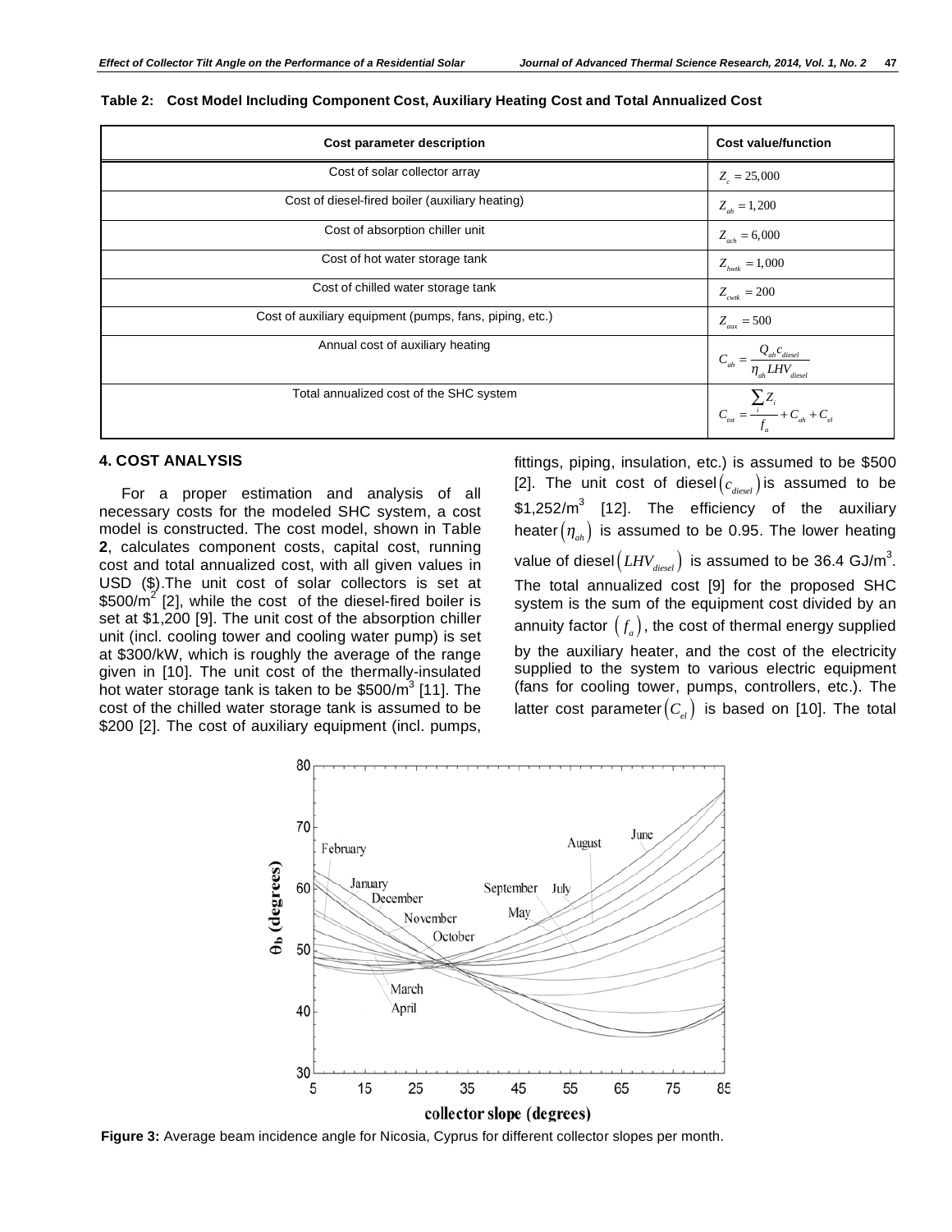**Table 2: Cost Model Including Component Cost, Auxiliary Heating Cost and Total Annualized Cost**

| Cost parameter description | Cost value/function |
|---|---|
| Cost of solar collector array | $Z_c = 25,000$ |
| Cost of diesel-fired boiler (auxiliary heating) | $Z_{ah} = 1,200$ |
| Cost of absorption chiller unit | $Z_{ach} = 6,000$ |
| Cost of hot water storage tank | $Z_{hwtk} = 1,000$ |
| Cost of chilled water storage tank | $Z_{cwtk} = 200$ |
| Cost of auxiliary equipment (pumps, fans, piping, etc.) | $Z_{aux} = 500$ |
| Annual cost of auxiliary heating | $C_{ah} = \frac{Q_{ah} c_{diesel}}{\eta_{ah} LHV_{diesel}}$ |
| Total annualized cost of the SHC system | $C_{tot} = \frac{\sum_i Z_i}{f_a} + C_{ah} + C_{el}$ |

## 4. COST ANALYSIS

For a proper estimation and analysis of all necessary costs for the modeled SHC system, a cost model is constructed. The cost model, shown in Table **2**, calculates component costs, capital cost, running cost and total annualized cost, with all given values in USD ($).The unit cost of solar collectors is set at $500/m$^2$ [2], while the cost of the diesel-fired boiler is set at $1,200 [9]. The unit cost of the absorption chiller unit (incl. cooling tower and cooling water pump) is set at $300/kW, which is roughly the average of the range given in [10]. The unit cost of the thermally-insulated hot water storage tank is taken to be $500/m$^3$ [11]. The cost of the chilled water storage tank is assumed to be $200 [2]. The cost of auxiliary equipment (incl. pumps, fittings, piping, insulation, etc.) is assumed to be $500 [2]. The unit cost of diesel $(c_{diesel})$ is assumed to be $1,252/m$^3$ [12]. The efficiency of the auxiliary heater $(\eta_{ah})$ is assumed to be 0.95. The lower heating value of diesel $(LHV_{diesel})$ is assumed to be 36.4 GJ/m$^3$. The total annualized cost [9] for the proposed SHC system is the sum of the equipment cost divided by an annuity factor $(f_a)$, the cost of thermal energy supplied by the auxiliary heater, and the cost of the electricity supplied to the system to various electric equipment (fans for cooling tower, pumps, controllers, etc.). The latter cost parameter $(C_{el})$ is based on [10]. The total

**Figure 3:** Average beam incidence angle for Nicosia, Cyprus for different collector slopes per month.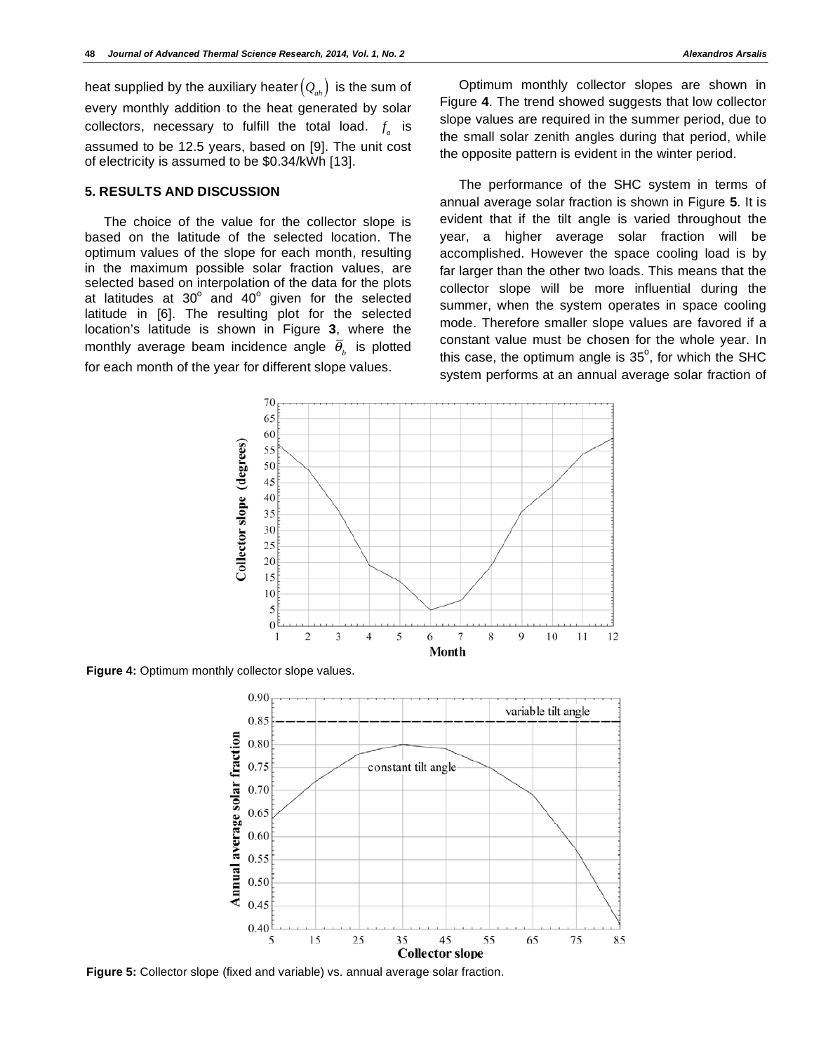heat supplied by the auxiliary heater $(Q_{ah})$ is the sum of every monthly addition to the heat generated by solar collectors, necessary to fulfill the total load. $f_a$ is assumed to be 12.5 years, based on [9]. The unit cost of electricity is assumed to be \$0.34/kWh [13].

## 5. RESULTS AND DISCUSSION

The choice of the value for the collector slope is based on the latitude of the selected location. The optimum values of the slope for each month, resulting in the maximum possible solar fraction values, are selected based on interpolation of the data for the plots at latitudes at 30$^{o}$ and 40$^{o}$ given for the selected latitude in [6]. The resulting plot for the selected location's latitude is shown in Figure **3**, where the monthly average beam incidence angle $\overline{\theta}_b$ is plotted for each month of the year for different slope values.

Optimum monthly collector slopes are shown in Figure **4**. The trend showed suggests that low collector slope values are required in the summer period, due to the small solar zenith angles during that period, while the opposite pattern is evident in the winter period.

The performance of the SHC system in terms of annual average solar fraction is shown in Figure **5**. It is evident that if the tilt angle is varied throughout the year, a higher average solar fraction will be accomplished. However the space cooling load is by far larger than the other two loads. This means that the collector slope will be more influential during the summer, when the system operates in space cooling mode. Therefore smaller slope values are favored if a constant value must be chosen for the whole year. In this case, the optimum angle is 35$^{o}$, for which the SHC system performs at an annual average solar fraction of

**Figure 4:** Optimum monthly collector slope values.

**Figure 5:** Collector slope (fixed and variable) vs. annual average solar fraction.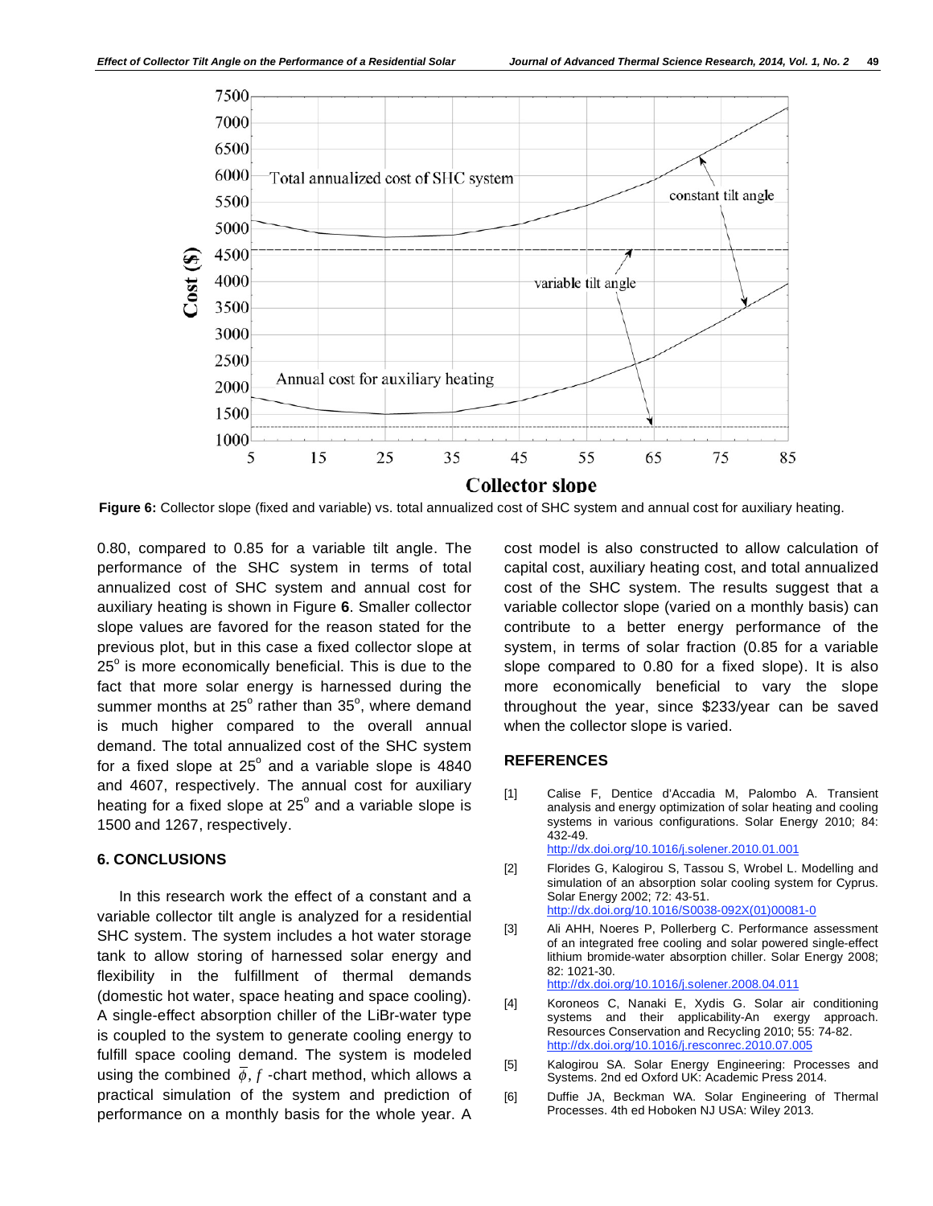**Figure 6:** Collector slope (fixed and variable) vs. total annualized cost of SHC system and annual cost for auxiliary heating.

0.80, compared to 0.85 for a variable tilt angle. The performance of the SHC system in terms of total annualized cost of SHC system and annual cost for auxiliary heating is shown in Figure **6**. Smaller collector slope values are favored for the reason stated for the previous plot, but in this case a fixed collector slope at $25^{o}$ is more economically beneficial. This is due to the fact that more solar energy is harnessed during the summer months at $25^{o}$ rather than $35^{o}$, where demand is much higher compared to the overall annual demand. The total annualized cost of the SHC system for a fixed slope at $25^{o}$ and a variable slope is 4840 and 4607, respectively. The annual cost for auxiliary heating for a fixed slope at $25^{o}$ and a variable slope is 1500 and 1267, respectively.

## 6. CONCLUSIONS

In this research work the effect of a constant and a variable collector tilt angle is analyzed for a residential SHC system. The system includes a hot water storage tank to allow storing of harnessed solar energy and flexibility in the fulfillment of thermal demands (domestic hot water, space heating and space cooling). A single-effect absorption chiller of the LiBr-water type is coupled to the system to generate cooling energy to fulfill space cooling demand. The system is modeled using the combined $\overline{\phi}, f$ -chart method, which allows a practical simulation of the system and prediction of performance on a monthly basis for the whole year. A cost model is also constructed to allow calculation of capital cost, auxiliary heating cost, and total annualized cost of the SHC system. The results suggest that a variable collector slope (varied on a monthly basis) can contribute to a better energy performance of the system, in terms of solar fraction (0.85 for a variable slope compared to 0.80 for a fixed slope). It is also more economically beneficial to vary the slope throughout the year, since $233/year can be saved when the collector slope is varied.

## REFERENCES

[1] Calise F, Dentice d'Accadia M, Palombo A. Transient analysis and energy optimization of solar heating and cooling systems in various configurations. Solar Energy 2010; 84: 432-49. http://dx.doi.org/10.1016/j.solener.2010.01.001

[2] Florides G, Kalogirou S, Tassou S, Wrobel L. Modelling and simulation of an absorption solar cooling system for Cyprus. Solar Energy 2002; 72: 43-51. http://dx.doi.org/10.1016/S0038-092X(01)00081-0

[3] Ali AHH, Noeres P, Pollerberg C. Performance assessment of an integrated free cooling and solar powered single-effect lithium bromide-water absorption chiller. Solar Energy 2008; 82: 1021-30. http://dx.doi.org/10.1016/j.solener.2008.04.011

[4] Koroneos C, Nanaki E, Xydis G. Solar air conditioning systems and their applicability-An exergy approach. Resources Conservation and Recycling 2010; 55: 74-82. http://dx.doi.org/10.1016/j.resconrec.2010.07.005

[5] Kalogirou SA. Solar Energy Engineering: Processes and Systems. 2nd ed Oxford UK: Academic Press 2014.

[6] Duffie JA, Beckman WA. Solar Engineering of Thermal Processes. 4th ed Hoboken NJ USA: Wiley 2013.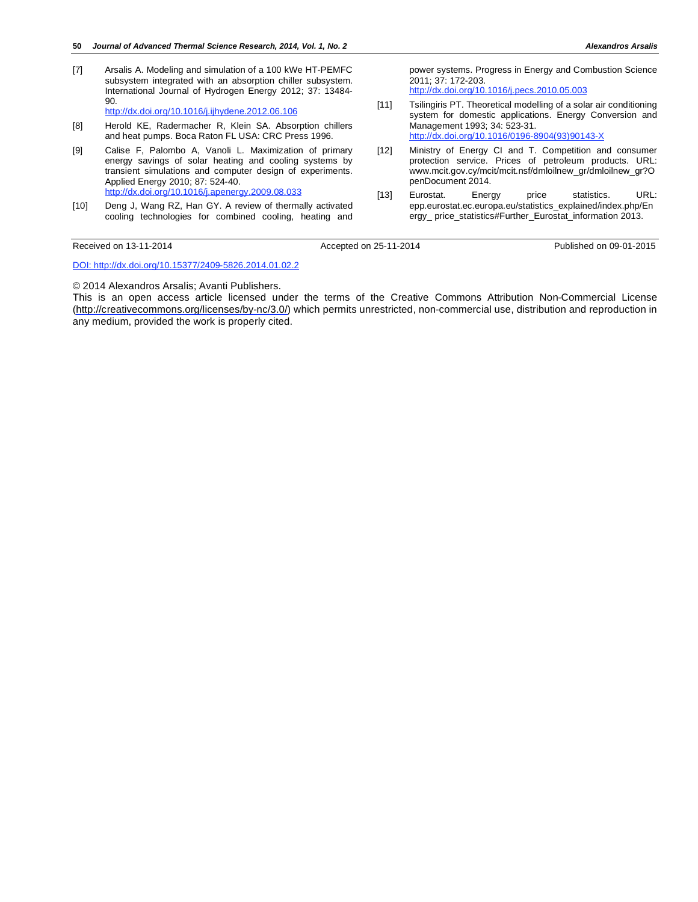[7] Arsalis A. Modeling and simulation of a 100 kWe HT-PEMFC subsystem integrated with an absorption chiller subsystem. International Journal of Hydrogen Energy 2012; 37: 13484-90.
http://dx.doi.org/10.1016/j.ijhydene.2012.06.106

[8] Herold KE, Radermacher R, Klein SA. Absorption chillers and heat pumps. Boca Raton FL USA: CRC Press 1996.

[9] Calise F, Palombo A, Vanoli L. Maximization of primary energy savings of solar heating and cooling systems by transient simulations and computer design of experiments. Applied Energy 2010; 87: 524-40.
http://dx.doi.org/10.1016/j.apenergy.2009.08.033

[10] Deng J, Wang RZ, Han GY. A review of thermally activated cooling technologies for combined cooling, heating and power systems. Progress in Energy and Combustion Science 2011; 37: 172-203.
http://dx.doi.org/10.1016/j.pecs.2010.05.003

[11] Tsilingiris PT. Theoretical modelling of a solar air conditioning system for domestic applications. Energy Conversion and Management 1993; 34: 523-31.
http://dx.doi.org/10.1016/0196-8904(93)90143-X

[12] Ministry of Energy CI and T. Competition and consumer protection service. Prices of petroleum products. URL: www.mcit.gov.cy/mcit/mcit.nsf/dmloilnew_gr/dmloilnew_gr?OpenDocument 2014.

[13] Eurostat. Energy price statistics. URL: epp.eurostat.ec.europa.eu/statistics_explained/index.php/Energy_ price_statistics#Further_Eurostat_information 2013.

Received on 13-11-2014 Accepted on 25-11-2014 Published on 09-01-2015

DOI: http://dx.doi.org/10.15377/2409-5826.2014.01.02.2

© 2014 Alexandros Arsalis; Avanti Publishers.

This is an open access article licensed under the terms of the Creative Commons Attribution Non-Commercial License (http://creativecommons.org/licenses/by-nc/3.0/) which permits unrestricted, non-commercial use, distribution and reproduction in any medium, provided the work is properly cited.